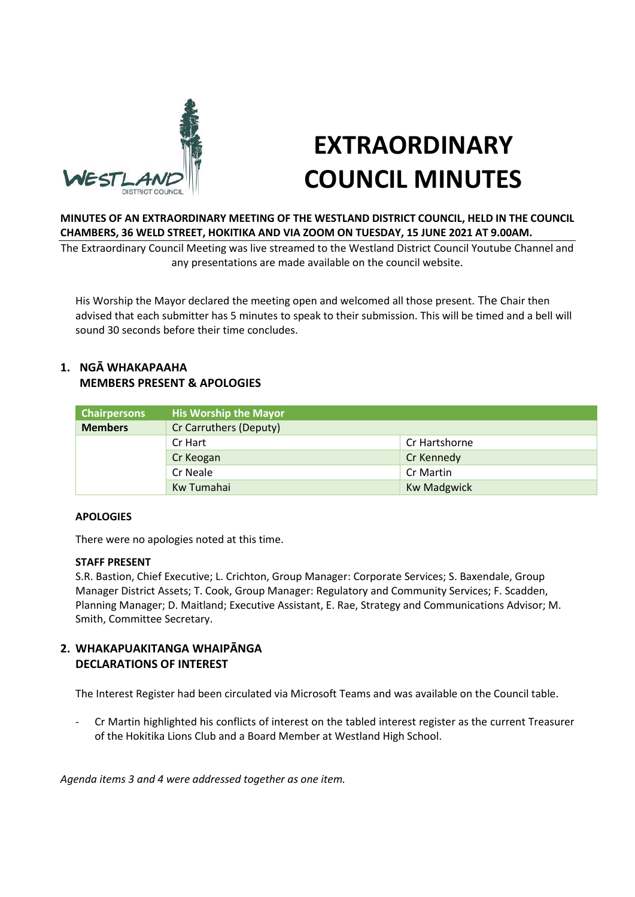# EXTRAORDINARY COUNCIL MINUTES

**MINUTES OF AN EXTRAORDINARY MEETING OF THE WESTLAND DISTRICT COUNCIL, HELD IN THE COUNCIL CHAMBERS, 36 WELD STREET, HOKITIKA AND VIA ZOOM ON TUESDAY, 15 JUNE 2021 AT 9.00AM.**

The Extraordinary Council Meeting was live streamed to the Westland District Council Youtube Channel and any presentations are made available on the council website.

His Worship the Mayor declared the meeting open and welcomed all those present. The Chair then advised that each submitter has 5 minutes to speak to their submission. This will be timed and a bell will sound 30 seconds before their time concludes.

## 1. NGĀ WHAKAPAAHA MEMBERS PRESENT & APOLOGIES

| Chairpersons | His Worship the Mayor | |
|---|---|---|
| **Members** | Cr Carruthers (Deputy) | |
| | Cr Hart | Cr Hartshorne |
| | Cr Keogan | Cr Kennedy |
| | Cr Neale | Cr Martin |
| | Kw Tumahai | Kw Madgwick |

**APOLOGIES**

There were no apologies noted at this time.

**STAFF PRESENT**

S.R. Bastion, Chief Executive; L. Crichton, Group Manager: Corporate Services; S. Baxendale, Group Manager District Assets; T. Cook, Group Manager: Regulatory and Community Services; F. Scadden, Planning Manager; D. Maitland; Executive Assistant, E. Rae, Strategy and Communications Advisor; M. Smith, Committee Secretary.

## 2. WHAKAPUAKITANGA WHAIPĀNGA DECLARATIONS OF INTEREST

The Interest Register had been circulated via Microsoft Teams and was available on the Council table.

- Cr Martin highlighted his conflicts of interest on the tabled interest register as the current Treasurer of the Hokitika Lions Club and a Board Member at Westland High School.

*Agenda items 3 and 4 were addressed together as one item.*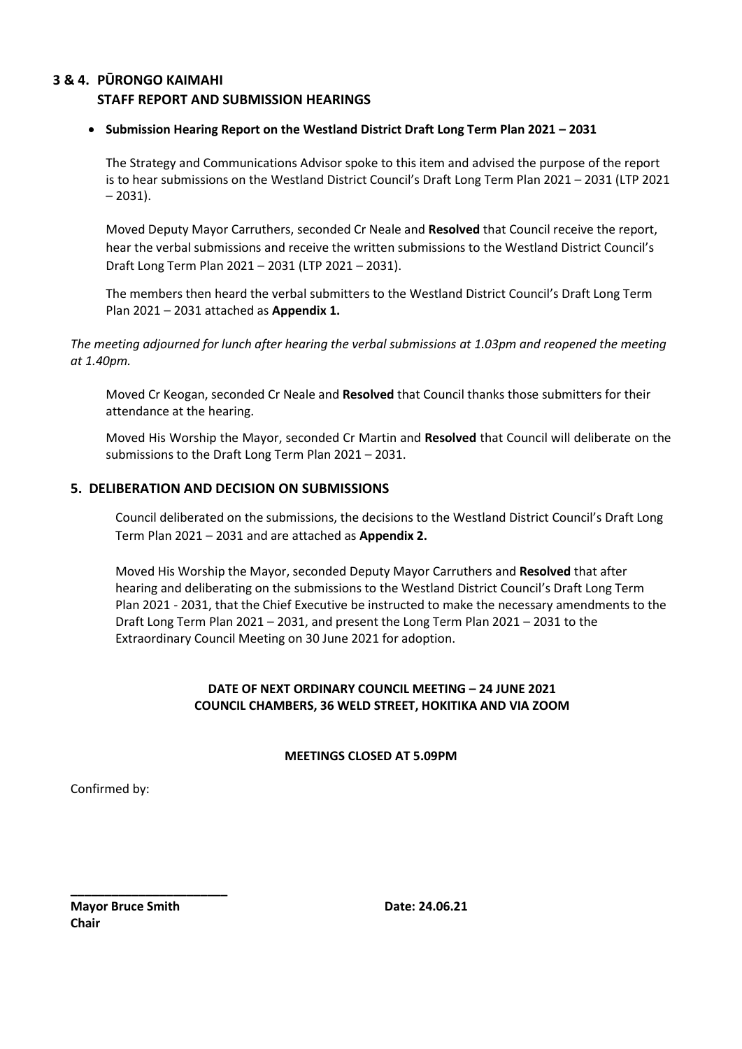## 3 & 4. PŪRONGO KAIMAHI
## STAFF REPORT AND SUBMISSION HEARINGS

- **Submission Hearing Report on the Westland District Draft Long Term Plan 2021 – 2031**

The Strategy and Communications Advisor spoke to this item and advised the purpose of the report is to hear submissions on the Westland District Council's Draft Long Term Plan 2021 – 2031 (LTP 2021 – 2031).

Moved Deputy Mayor Carruthers, seconded Cr Neale and **Resolved** that Council receive the report, hear the verbal submissions and receive the written submissions to the Westland District Council's Draft Long Term Plan 2021 – 2031 (LTP 2021 – 2031).

The members then heard the verbal submitters to the Westland District Council's Draft Long Term Plan 2021 – 2031 attached as **Appendix 1.**

*The meeting adjourned for lunch after hearing the verbal submissions at 1.03pm and reopened the meeting at 1.40pm.*

Moved Cr Keogan, seconded Cr Neale and **Resolved** that Council thanks those submitters for their attendance at the hearing.

Moved His Worship the Mayor, seconded Cr Martin and **Resolved** that Council will deliberate on the submissions to the Draft Long Term Plan 2021 – 2031.

## 5. DELIBERATION AND DECISION ON SUBMISSIONS

Council deliberated on the submissions, the decisions to the Westland District Council's Draft Long Term Plan 2021 – 2031 and are attached as **Appendix 2.**

Moved His Worship the Mayor, seconded Deputy Mayor Carruthers and **Resolved** that after hearing and deliberating on the submissions to the Westland District Council's Draft Long Term Plan 2021 - 2031, that the Chief Executive be instructed to make the necessary amendments to the Draft Long Term Plan 2021 – 2031, and present the Long Term Plan 2021 – 2031 to the Extraordinary Council Meeting on 30 June 2021 for adoption.

**DATE OF NEXT ORDINARY COUNCIL MEETING – 24 JUNE 2021**
**COUNCIL CHAMBERS, 36 WELD STREET, HOKITIKA AND VIA ZOOM**

**MEETINGS CLOSED AT 5.09PM**

Confirmed by:

_______________________

**Mayor Bruce Smith** **Date: 24.06.21**
**Chair**